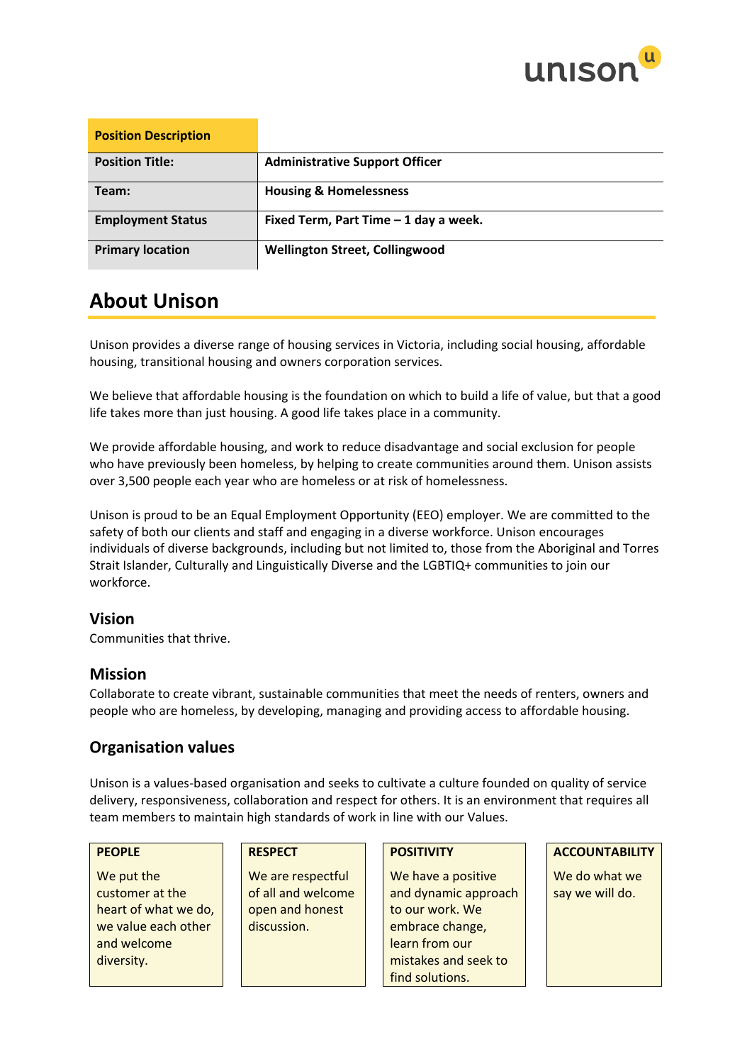| Position Description | |
|---|---|
| **Position Title:** | **Administrative Support Officer** |
| **Team:** | **Housing & Homelessness** |
| **Employment Status** | **Fixed Term, Part Time – 1 day a week.** |
| **Primary location** | **Wellington Street, Collingwood** |

# About Unison

Unison provides a diverse range of housing services in Victoria, including social housing, affordable housing, transitional housing and owners corporation services.

We believe that affordable housing is the foundation on which to build a life of value, but that a good life takes more than just housing. A good life takes place in a community.

We provide affordable housing, and work to reduce disadvantage and social exclusion for people who have previously been homeless, by helping to create communities around them. Unison assists over 3,500 people each year who are homeless or at risk of homelessness.

Unison is proud to be an Equal Employment Opportunity (EEO) employer. We are committed to the safety of both our clients and staff and engaging in a diverse workforce. Unison encourages individuals of diverse backgrounds, including but not limited to, those from the Aboriginal and Torres Strait Islander, Culturally and Linguistically Diverse and the LGBTIQ+ communities to join our workforce.

## Vision

Communities that thrive.

## Mission

Collaborate to create vibrant, sustainable communities that meet the needs of renters, owners and people who are homeless, by developing, managing and providing access to affordable housing.

## Organisation values

Unison is a values-based organisation and seeks to cultivate a culture founded on quality of service delivery, responsiveness, collaboration and respect for others. It is an environment that requires all team members to maintain high standards of work in line with our Values.

| PEOPLE | RESPECT | POSITIVITY | ACCOUNTABILITY |
|---|---|---|---|
| We put the customer at the heart of what we do, we value each other and welcome diversity. | We are respectful of all and welcome open and honest discussion. | We have a positive and dynamic approach to our work. We embrace change, learn from our mistakes and seek to find solutions. | We do what we say we will do. |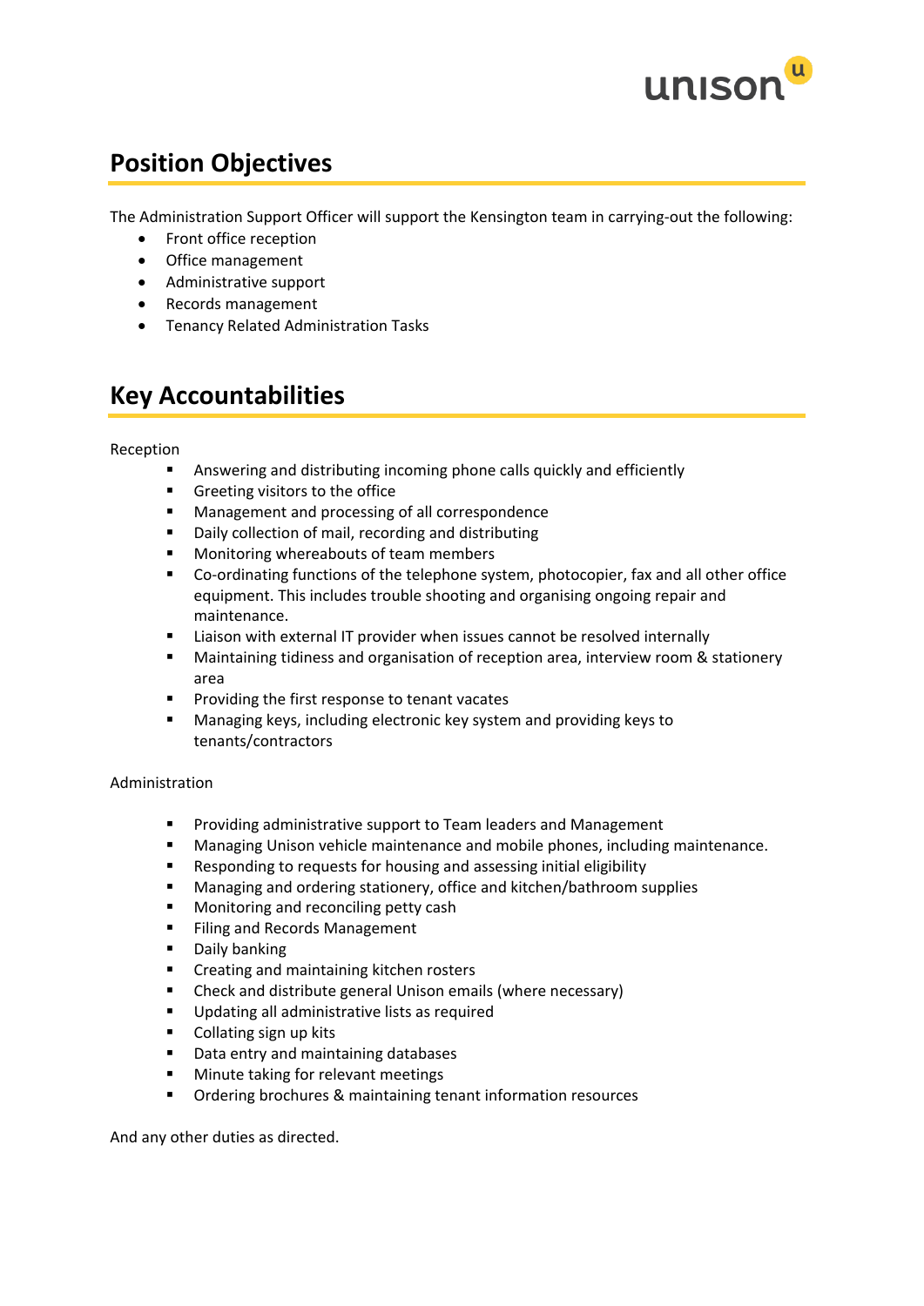## Position Objectives

The Administration Support Officer will support the Kensington team in carrying-out the following:

- Front office reception
- Office management
- Administrative support
- Records management
- Tenancy Related Administration Tasks

## Key Accountabilities

Reception

- Answering and distributing incoming phone calls quickly and efficiently
- Greeting visitors to the office
- Management and processing of all correspondence
- Daily collection of mail, recording and distributing
- Monitoring whereabouts of team members
- Co-ordinating functions of the telephone system, photocopier, fax and all other office equipment. This includes trouble shooting and organising ongoing repair and maintenance.
- Liaison with external IT provider when issues cannot be resolved internally
- Maintaining tidiness and organisation of reception area, interview room & stationery area
- Providing the first response to tenant vacates
- Managing keys, including electronic key system and providing keys to tenants/contractors

Administration

- Providing administrative support to Team leaders and Management
- Managing Unison vehicle maintenance and mobile phones, including maintenance.
- Responding to requests for housing and assessing initial eligibility
- Managing and ordering stationery, office and kitchen/bathroom supplies
- Monitoring and reconciling petty cash
- Filing and Records Management
- Daily banking
- Creating and maintaining kitchen rosters
- Check and distribute general Unison emails (where necessary)
- Updating all administrative lists as required
- Collating sign up kits
- Data entry and maintaining databases
- Minute taking for relevant meetings
- Ordering brochures & maintaining tenant information resources

And any other duties as directed.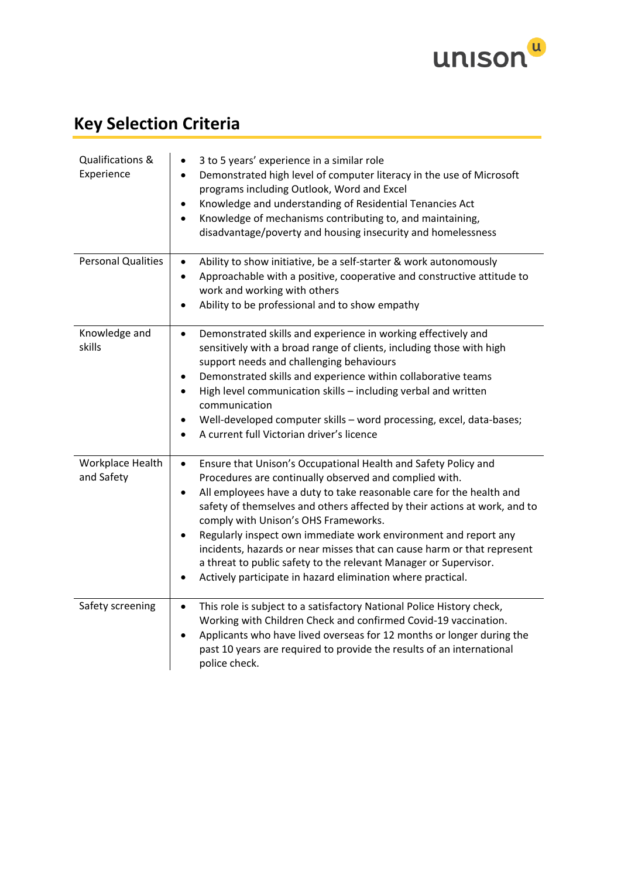## Key Selection Criteria

| | |
|---|---|
| Qualifications & Experience | • 3 to 5 years' experience in a similar role<br>• Demonstrated high level of computer literacy in the use of Microsoft programs including Outlook, Word and Excel<br>• Knowledge and understanding of Residential Tenancies Act<br>• Knowledge of mechanisms contributing to, and maintaining, disadvantage/poverty and housing insecurity and homelessness |
| Personal Qualities | • Ability to show initiative, be a self-starter & work autonomously<br>• Approachable with a positive, cooperative and constructive attitude to work and working with others<br>• Ability to be professional and to show empathy |
| Knowledge and skills | • Demonstrated skills and experience in working effectively and sensitively with a broad range of clients, including those with high support needs and challenging behaviours<br>• Demonstrated skills and experience within collaborative teams<br>• High level communication skills – including verbal and written communication<br>• Well-developed computer skills – word processing, excel, data-bases;<br>• A current full Victorian driver's licence |
| Workplace Health and Safety | • Ensure that Unison's Occupational Health and Safety Policy and Procedures are continually observed and complied with.<br>• All employees have a duty to take reasonable care for the health and safety of themselves and others affected by their actions at work, and to comply with Unison's OHS Frameworks.<br>• Regularly inspect own immediate work environment and report any incidents, hazards or near misses that can cause harm or that represent a threat to public safety to the relevant Manager or Supervisor.<br>• Actively participate in hazard elimination where practical. |
| Safety screening | • This role is subject to a satisfactory National Police History check, Working with Children Check and confirmed Covid-19 vaccination.<br>• Applicants who have lived overseas for 12 months or longer during the past 10 years are required to provide the results of an international police check. |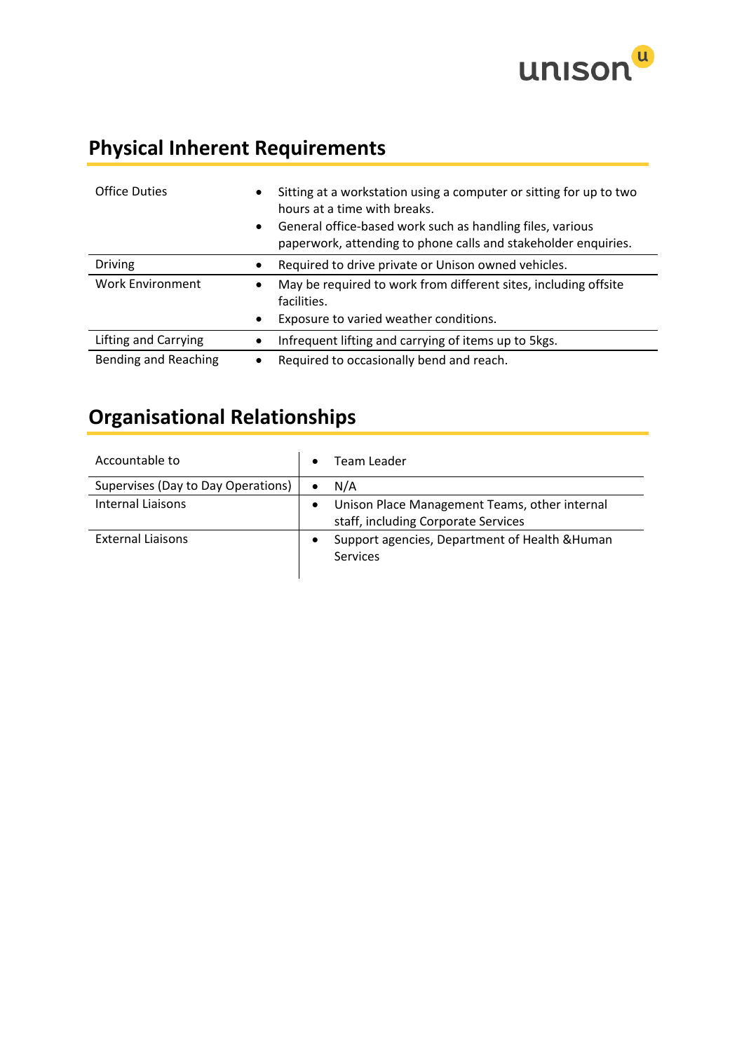## Physical Inherent Requirements

| | |
|---|---|
| Office Duties | • Sitting at a workstation using a computer or sitting for up to two hours at a time with breaks.<br>• General office-based work such as handling files, various paperwork, attending to phone calls and stakeholder enquiries. |
| Driving | • Required to drive private or Unison owned vehicles. |
| Work Environment | • May be required to work from different sites, including offsite facilities.<br>• Exposure to varied weather conditions. |
| Lifting and Carrying | • Infrequent lifting and carrying of items up to 5kgs. |
| Bending and Reaching | • Required to occasionally bend and reach. |

## Organisational Relationships

| | |
|---|---|
| Accountable to | • Team Leader |
| Supervises (Day to Day Operations) | • N/A |
| Internal Liaisons | • Unison Place Management Teams, other internal staff, including Corporate Services |
| External Liaisons | • Support agencies, Department of Health &Human Services |